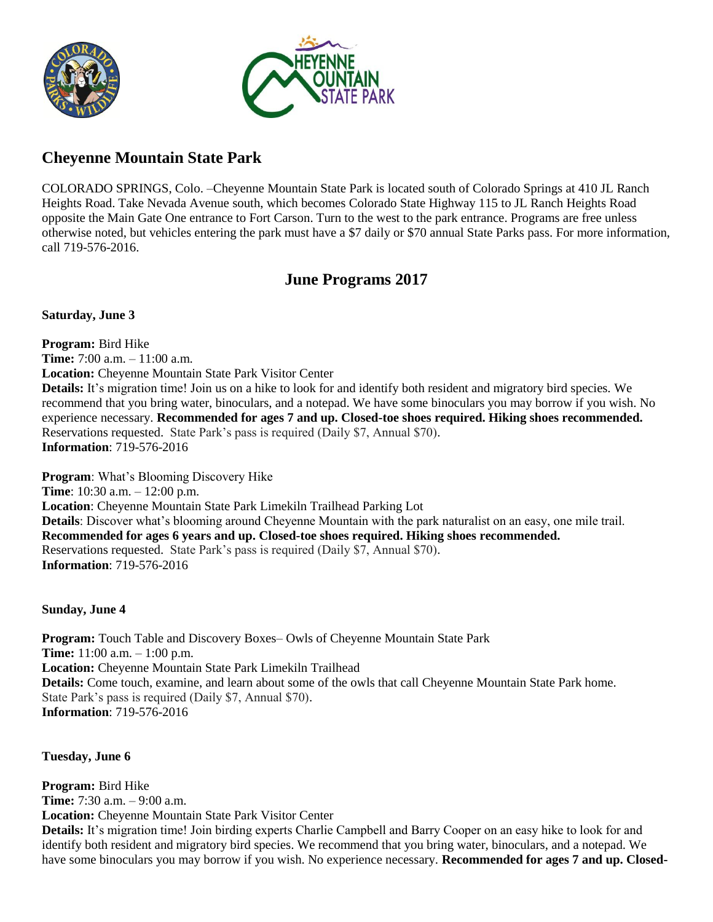# Cheyenne Mountain State Park

COLORADO SPRINGS, Colo. –Cheyenne Mountain State Park is located south of Colorado Springs at 410 JL Ranch Heights Road. Take Nevada Avenue south, which becomes Colorado State Highway 115 to JL Ranch Heights Road opposite the Main Gate One entrance to Fort Carson. Turn to the west to the park entrance. Programs are free unless otherwise noted, but vehicles entering the park must have a $7 daily or $70 annual State Parks pass. For more information, call 719-576-2016.

## June Programs 2017

**Saturday, June 3**

**Program:** Bird Hike
**Time:** 7:00 a.m. – 11:00 a.m.
**Location:** Cheyenne Mountain State Park Visitor Center
**Details:** It's migration time! Join us on a hike to look for and identify both resident and migratory bird species. We recommend that you bring water, binoculars, and a notepad. We have some binoculars you may borrow if you wish. No experience necessary. **Recommended for ages 7 and up. Closed-toe shoes required. Hiking shoes recommended.** Reservations requested. State Park's pass is required (Daily $7, Annual $70).
**Information**: 719-576-2016

**Program**: What's Blooming Discovery Hike
**Time**: 10:30 a.m. – 12:00 p.m.
**Location**: Cheyenne Mountain State Park Limekiln Trailhead Parking Lot
**Details**: Discover what's blooming around Cheyenne Mountain with the park naturalist on an easy, one mile trail. **Recommended for ages 6 years and up. Closed-toe shoes required. Hiking shoes recommended.** Reservations requested. State Park's pass is required (Daily $7, Annual $70).
**Information**: 719-576-2016

**Sunday, June 4**

**Program:** Touch Table and Discovery Boxes– Owls of Cheyenne Mountain State Park
**Time:** 11:00 a.m. – 1:00 p.m.
**Location:** Cheyenne Mountain State Park Limekiln Trailhead
**Details:** Come touch, examine, and learn about some of the owls that call Cheyenne Mountain State Park home. State Park's pass is required (Daily $7, Annual $70).
**Information**: 719-576-2016

**Tuesday, June 6**

**Program:** Bird Hike
**Time:** 7:30 a.m. – 9:00 a.m.
**Location:** Cheyenne Mountain State Park Visitor Center
**Details:** It's migration time! Join birding experts Charlie Campbell and Barry Cooper on an easy hike to look for and identify both resident and migratory bird species. We recommend that you bring water, binoculars, and a notepad. We have some binoculars you may borrow if you wish. No experience necessary. **Recommended for ages 7 and up. Closed-**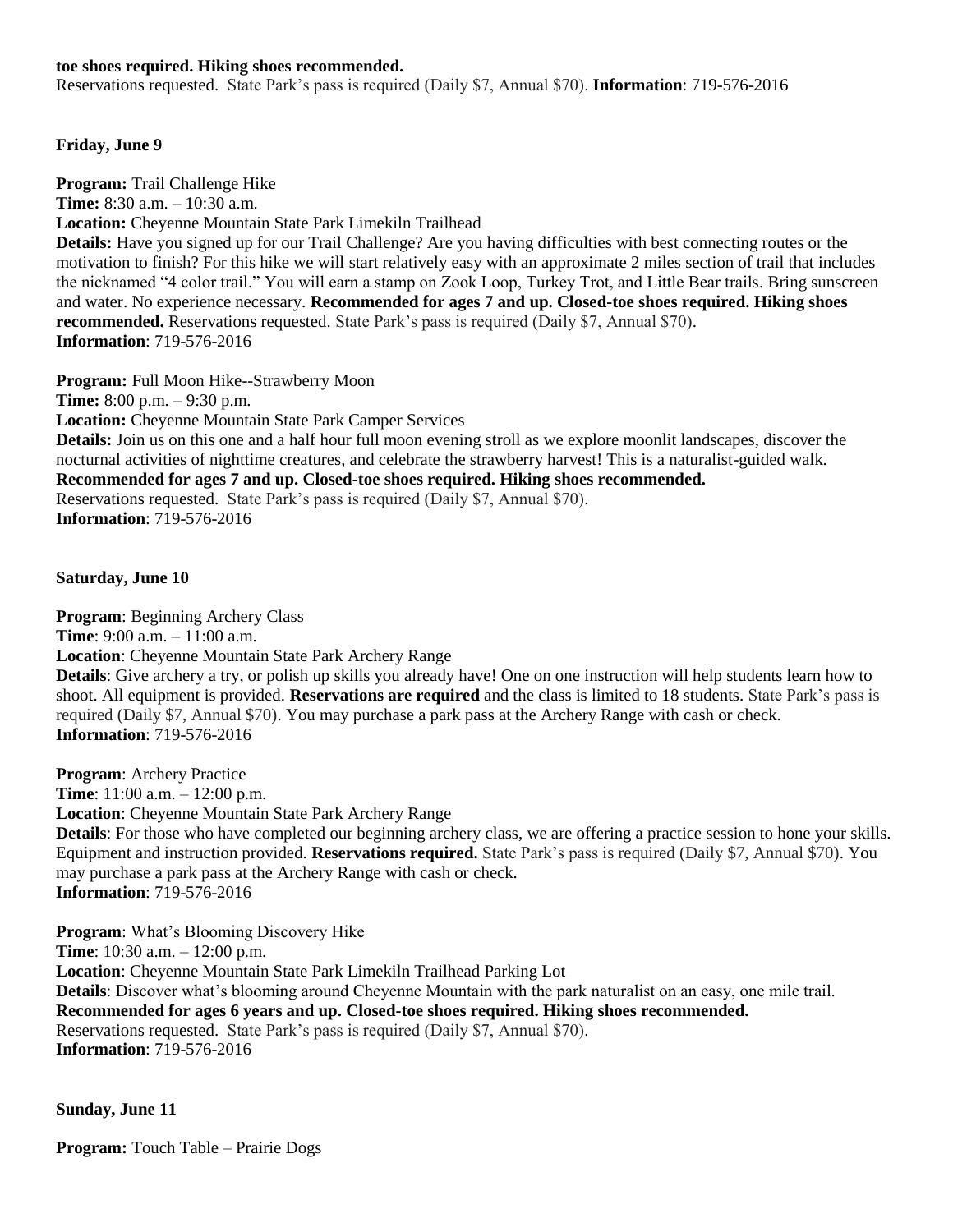**toe shoes required. Hiking shoes recommended.**
Reservations requested. State Park's pass is required (Daily $7, Annual $70). **Information**: 719-576-2016

**Friday, June 9**

**Program:** Trail Challenge Hike
**Time:** 8:30 a.m. – 10:30 a.m.
**Location:** Cheyenne Mountain State Park Limekiln Trailhead
**Details:** Have you signed up for our Trail Challenge? Are you having difficulties with best connecting routes or the motivation to finish? For this hike we will start relatively easy with an approximate 2 miles section of trail that includes the nicknamed "4 color trail." You will earn a stamp on Zook Loop, Turkey Trot, and Little Bear trails. Bring sunscreen and water. No experience necessary. **Recommended for ages 7 and up. Closed-toe shoes required. Hiking shoes recommended.** Reservations requested. State Park's pass is required (Daily $7, Annual $70).
**Information**: 719-576-2016

**Program:** Full Moon Hike--Strawberry Moon
**Time:** 8:00 p.m. – 9:30 p.m.
**Location:** Cheyenne Mountain State Park Camper Services
**Details:** Join us on this one and a half hour full moon evening stroll as we explore moonlit landscapes, discover the nocturnal activities of nighttime creatures, and celebrate the strawberry harvest! This is a naturalist-guided walk.
**Recommended for ages 7 and up. Closed-toe shoes required. Hiking shoes recommended.**
Reservations requested. State Park's pass is required (Daily $7, Annual $70).
**Information**: 719-576-2016

**Saturday, June 10**

**Program**: Beginning Archery Class
**Time**: 9:00 a.m. – 11:00 a.m.
**Location**: Cheyenne Mountain State Park Archery Range
**Details**: Give archery a try, or polish up skills you already have! One on one instruction will help students learn how to shoot. All equipment is provided. **Reservations are required** and the class is limited to 18 students. State Park's pass is required (Daily $7, Annual $70). You may purchase a park pass at the Archery Range with cash or check.
**Information**: 719-576-2016

**Program**: Archery Practice
**Time**: 11:00 a.m. – 12:00 p.m.
**Location**: Cheyenne Mountain State Park Archery Range
**Details**: For those who have completed our beginning archery class, we are offering a practice session to hone your skills. Equipment and instruction provided. **Reservations required.** State Park's pass is required (Daily $7, Annual $70). You may purchase a park pass at the Archery Range with cash or check.
**Information**: 719-576-2016

**Program**: What's Blooming Discovery Hike
**Time**: 10:30 a.m. – 12:00 p.m.
**Location**: Cheyenne Mountain State Park Limekiln Trailhead Parking Lot
**Details**: Discover what's blooming around Cheyenne Mountain with the park naturalist on an easy, one mile trail.
**Recommended for ages 6 years and up. Closed-toe shoes required. Hiking shoes recommended.**
Reservations requested. State Park's pass is required (Daily $7, Annual $70).
**Information**: 719-576-2016

**Sunday, June 11**

**Program:** Touch Table – Prairie Dogs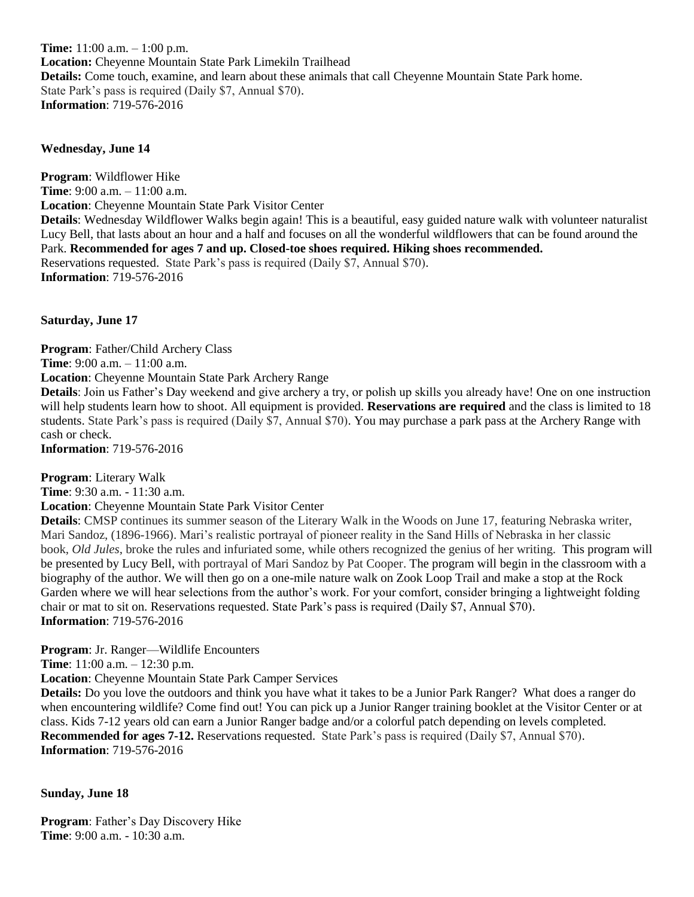**Time:** 11:00 a.m. – 1:00 p.m.
**Location:** Cheyenne Mountain State Park Limekiln Trailhead
**Details:** Come touch, examine, and learn about these animals that call Cheyenne Mountain State Park home. State Park's pass is required (Daily $7, Annual $70).
**Information**: 719-576-2016

**Wednesday, June 14**

**Program**: Wildflower Hike
**Time**: 9:00 a.m. – 11:00 a.m.
**Location**: Cheyenne Mountain State Park Visitor Center
**Details**: Wednesday Wildflower Walks begin again! This is a beautiful, easy guided nature walk with volunteer naturalist Lucy Bell, that lasts about an hour and a half and focuses on all the wonderful wildflowers that can be found around the Park. **Recommended for ages 7 and up. Closed-toe shoes required. Hiking shoes recommended.** Reservations requested. State Park's pass is required (Daily $7, Annual $70).
**Information**: 719-576-2016

**Saturday, June 17**

**Program**: Father/Child Archery Class
**Time**: 9:00 a.m. – 11:00 a.m.
**Location**: Cheyenne Mountain State Park Archery Range
**Details**: Join us Father's Day weekend and give archery a try, or polish up skills you already have! One on one instruction will help students learn how to shoot. All equipment is provided. **Reservations are required** and the class is limited to 18 students. State Park's pass is required (Daily $7, Annual $70). You may purchase a park pass at the Archery Range with cash or check.
**Information**: 719-576-2016

**Program**: Literary Walk
**Time**: 9:30 a.m. - 11:30 a.m.
**Location**: Cheyenne Mountain State Park Visitor Center
**Details**: CMSP continues its summer season of the Literary Walk in the Woods on June 17, featuring Nebraska writer, Mari Sandoz, (1896-1966). Mari's realistic portrayal of pioneer reality in the Sand Hills of Nebraska in her classic book, *Old Jules*, broke the rules and infuriated some, while others recognized the genius of her writing. This program will be presented by Lucy Bell, with portrayal of Mari Sandoz by Pat Cooper. The program will begin in the classroom with a biography of the author. We will then go on a one-mile nature walk on Zook Loop Trail and make a stop at the Rock Garden where we will hear selections from the author's work. For your comfort, consider bringing a lightweight folding chair or mat to sit on. Reservations requested. State Park's pass is required (Daily $7, Annual $70).
**Information**: 719-576-2016

**Program**: Jr. Ranger—Wildlife Encounters
**Time**: 11:00 a.m. – 12:30 p.m.
**Location**: Cheyenne Mountain State Park Camper Services
**Details:** Do you love the outdoors and think you have what it takes to be a Junior Park Ranger? What does a ranger do when encountering wildlife? Come find out! You can pick up a Junior Ranger training booklet at the Visitor Center or at class. Kids 7-12 years old can earn a Junior Ranger badge and/or a colorful patch depending on levels completed. **Recommended for ages 7-12.** Reservations requested. State Park's pass is required (Daily $7, Annual $70).
**Information**: 719-576-2016

**Sunday, June 18**

**Program**: Father's Day Discovery Hike
**Time**: 9:00 a.m. - 10:30 a.m.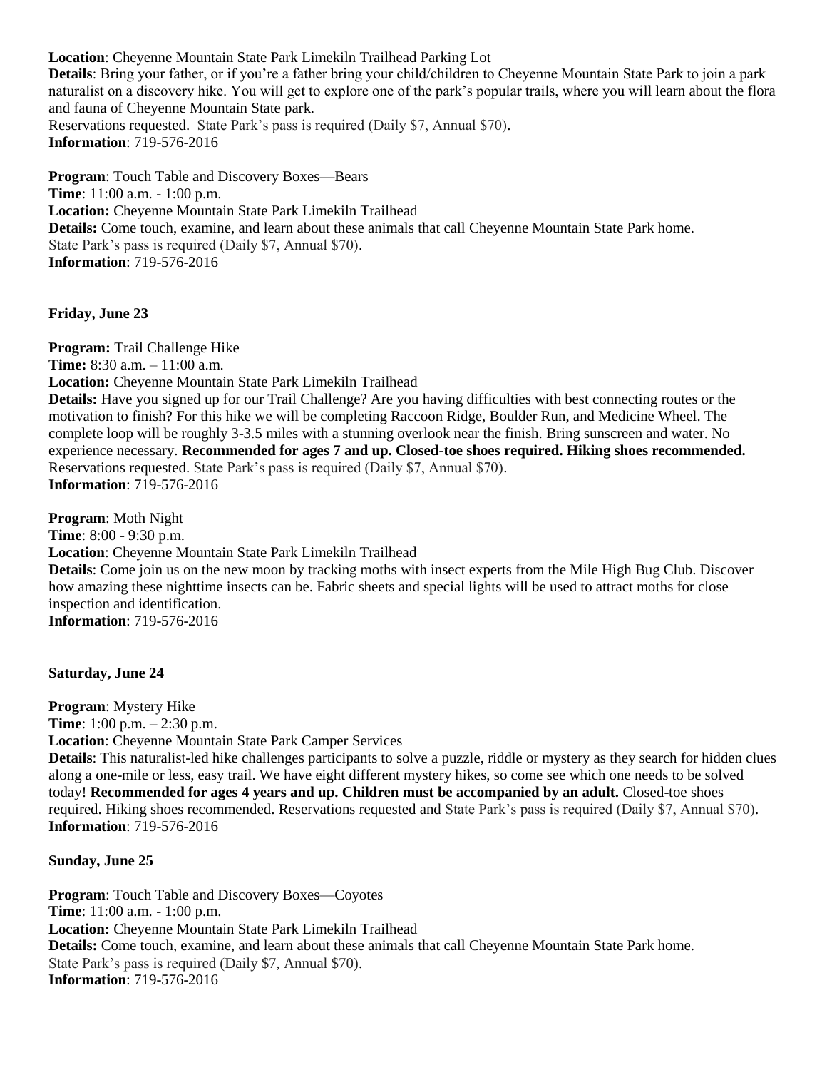**Location**: Cheyenne Mountain State Park Limekiln Trailhead Parking Lot
**Details**: Bring your father, or if you're a father bring your child/children to Cheyenne Mountain State Park to join a park naturalist on a discovery hike. You will get to explore one of the park's popular trails, where you will learn about the flora and fauna of Cheyenne Mountain State park.
Reservations requested. State Park's pass is required (Daily $7, Annual $70).
**Information**: 719-576-2016

**Program**: Touch Table and Discovery Boxes—Bears
**Time**: 11:00 a.m. - 1:00 p.m.
**Location:** Cheyenne Mountain State Park Limekiln Trailhead
**Details:** Come touch, examine, and learn about these animals that call Cheyenne Mountain State Park home.
State Park's pass is required (Daily $7, Annual $70).
**Information**: 719-576-2016

**Friday, June 23**

**Program:** Trail Challenge Hike
**Time:** 8:30 a.m. – 11:00 a.m.
**Location:** Cheyenne Mountain State Park Limekiln Trailhead
**Details:** Have you signed up for our Trail Challenge? Are you having difficulties with best connecting routes or the motivation to finish? For this hike we will be completing Raccoon Ridge, Boulder Run, and Medicine Wheel. The complete loop will be roughly 3-3.5 miles with a stunning overlook near the finish. Bring sunscreen and water. No experience necessary. **Recommended for ages 7 and up. Closed-toe shoes required. Hiking shoes recommended.** Reservations requested. State Park's pass is required (Daily $7, Annual $70).
**Information**: 719-576-2016

**Program**: Moth Night
**Time**: 8:00 - 9:30 p.m.
**Location**: Cheyenne Mountain State Park Limekiln Trailhead
**Details**: Come join us on the new moon by tracking moths with insect experts from the Mile High Bug Club. Discover how amazing these nighttime insects can be. Fabric sheets and special lights will be used to attract moths for close inspection and identification.
**Information**: 719-576-2016

**Saturday, June 24**

**Program**: Mystery Hike
**Time**: 1:00 p.m. – 2:30 p.m.
**Location**: Cheyenne Mountain State Park Camper Services
**Details**: This naturalist-led hike challenges participants to solve a puzzle, riddle or mystery as they search for hidden clues along a one-mile or less, easy trail. We have eight different mystery hikes, so come see which one needs to be solved today! **Recommended for ages 4 years and up. Children must be accompanied by an adult.** Closed-toe shoes required. Hiking shoes recommended. Reservations requested and State Park's pass is required (Daily $7, Annual $70).
**Information**: 719-576-2016

**Sunday, June 25**

**Program**: Touch Table and Discovery Boxes—Coyotes
**Time**: 11:00 a.m. - 1:00 p.m.
**Location:** Cheyenne Mountain State Park Limekiln Trailhead
**Details:** Come touch, examine, and learn about these animals that call Cheyenne Mountain State Park home.
State Park's pass is required (Daily $7, Annual $70).
**Information**: 719-576-2016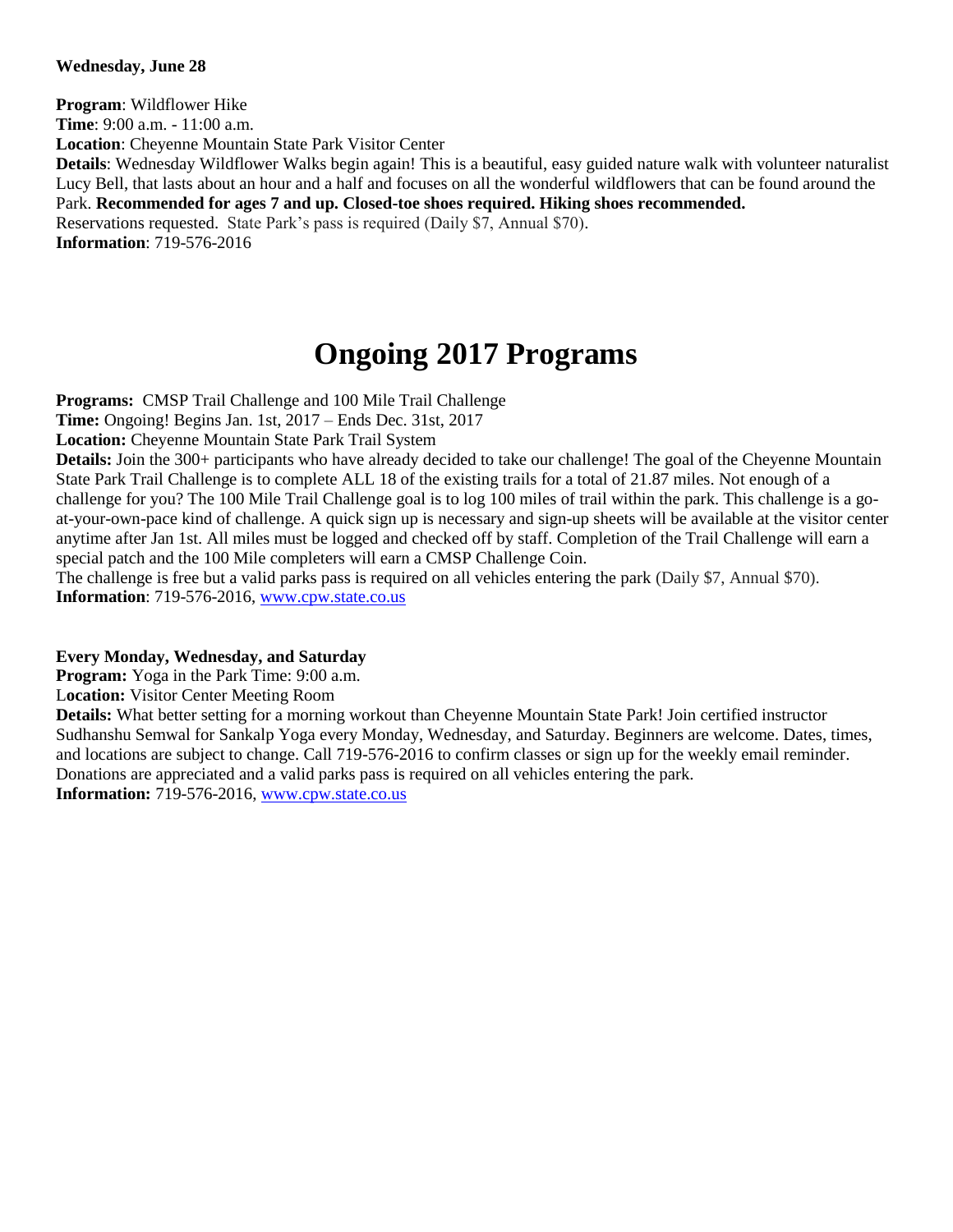**Wednesday, June 28**

**Program**: Wildflower Hike
**Time**: 9:00 a.m. - 11:00 a.m.
**Location**: Cheyenne Mountain State Park Visitor Center
**Details**: Wednesday Wildflower Walks begin again! This is a beautiful, easy guided nature walk with volunteer naturalist Lucy Bell, that lasts about an hour and a half and focuses on all the wonderful wildflowers that can be found around the Park. **Recommended for ages 7 and up. Closed-toe shoes required. Hiking shoes recommended.**
Reservations requested. State Park's pass is required (Daily $7, Annual $70).
**Information**: 719-576-2016

# Ongoing 2017 Programs

**Programs:** CMSP Trail Challenge and 100 Mile Trail Challenge
**Time:** Ongoing! Begins Jan. 1st, 2017 – Ends Dec. 31st, 2017
**Location:** Cheyenne Mountain State Park Trail System
**Details:** Join the 300+ participants who have already decided to take our challenge! The goal of the Cheyenne Mountain State Park Trail Challenge is to complete ALL 18 of the existing trails for a total of 21.87 miles. Not enough of a challenge for you? The 100 Mile Trail Challenge goal is to log 100 miles of trail within the park. This challenge is a go-at-your-own-pace kind of challenge. A quick sign up is necessary and sign-up sheets will be available at the visitor center anytime after Jan 1st. All miles must be logged and checked off by staff. Completion of the Trail Challenge will earn a special patch and the 100 Mile completers will earn a CMSP Challenge Coin.
The challenge is free but a valid parks pass is required on all vehicles entering the park (Daily $7, Annual $70).
**Information**: 719-576-2016, www.cpw.state.co.us

**Every Monday, Wednesday, and Saturday**
**Program:** Yoga in the Park Time: 9:00 a.m.
**Location:** Visitor Center Meeting Room
**Details:** What better setting for a morning workout than Cheyenne Mountain State Park! Join certified instructor Sudhanshu Semwal for Sankalp Yoga every Monday, Wednesday, and Saturday. Beginners are welcome. Dates, times, and locations are subject to change. Call 719-576-2016 to confirm classes or sign up for the weekly email reminder. Donations are appreciated and a valid parks pass is required on all vehicles entering the park.
**Information:** 719-576-2016, www.cpw.state.co.us